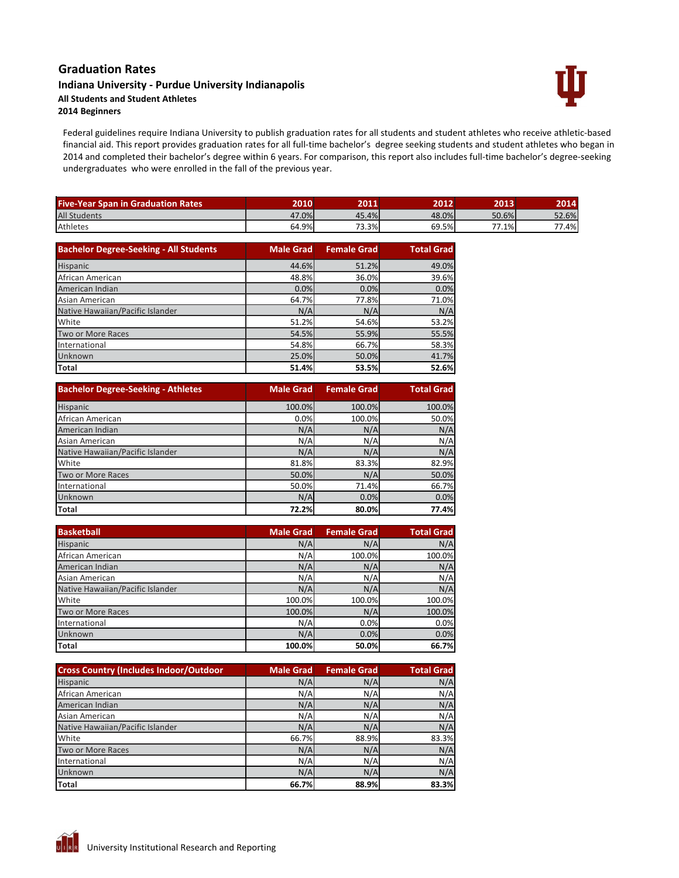# Graduation Rates

## Indiana University - Purdue University Indianapolis

### All Students and Student Athletes

### 2014 Beginners

Federal guidelines require Indiana University to publish graduation rates for all students and student athletes who receive athletic-based financial aid. This report provides graduation rates for all full-time bachelor's degree seeking students and student athletes who began in 2014 and completed their bachelor's degree within 6 years. For comparison, this report also includes full-time bachelor's degree-seeking undergraduates who were enrolled in the fall of the previous year.

| Five-Year Span in Graduation Rates | 2010 | 2011 | 2012 | 2013 | 2014 |
|---|---|---|---|---|---|
| All Students | 47.0% | 45.4% | 48.0% | 50.6% | 52.6% |
| Athletes | 64.9% | 73.3% | 69.5% | 77.1% | 77.4% |

| Bachelor Degree-Seeking - All Students | Male Grad | Female Grad | Total Grad |
|---|---|---|---|
| Hispanic | 44.6% | 51.2% | 49.0% |
| African American | 48.8% | 36.0% | 39.6% |
| American Indian | 0.0% | 0.0% | 0.0% |
| Asian American | 64.7% | 77.8% | 71.0% |
| Native Hawaiian/Pacific Islander | N/A | N/A | N/A |
| White | 51.2% | 54.6% | 53.2% |
| Two or More Races | 54.5% | 55.9% | 55.5% |
| International | 54.8% | 66.7% | 58.3% |
| Unknown | 25.0% | 50.0% | 41.7% |
| **Total** | **51.4%** | **53.5%** | **52.6%** |

| Bachelor Degree-Seeking - Athletes | Male Grad | Female Grad | Total Grad |
|---|---|---|---|
| Hispanic | 100.0% | 100.0% | 100.0% |
| African American | 0.0% | 100.0% | 50.0% |
| American Indian | N/A | N/A | N/A |
| Asian American | N/A | N/A | N/A |
| Native Hawaiian/Pacific Islander | N/A | N/A | N/A |
| White | 81.8% | 83.3% | 82.9% |
| Two or More Races | 50.0% | N/A | 50.0% |
| International | 50.0% | 71.4% | 66.7% |
| Unknown | N/A | 0.0% | 0.0% |
| **Total** | **72.2%** | **80.0%** | **77.4%** |

| Basketball | Male Grad | Female Grad | Total Grad |
|---|---|---|---|
| Hispanic | N/A | N/A | N/A |
| African American | N/A | 100.0% | 100.0% |
| American Indian | N/A | N/A | N/A |
| Asian American | N/A | N/A | N/A |
| Native Hawaiian/Pacific Islander | N/A | N/A | N/A |
| White | 100.0% | 100.0% | 100.0% |
| Two or More Races | 100.0% | N/A | 100.0% |
| International | N/A | 0.0% | 0.0% |
| Unknown | N/A | 0.0% | 0.0% |
| **Total** | **100.0%** | **50.0%** | **66.7%** |

| Cross Country (Includes Indoor/Outdoor | Male Grad | Female Grad | Total Grad |
|---|---|---|---|
| Hispanic | N/A | N/A | N/A |
| African American | N/A | N/A | N/A |
| American Indian | N/A | N/A | N/A |
| Asian American | N/A | N/A | N/A |
| Native Hawaiian/Pacific Islander | N/A | N/A | N/A |
| White | 66.7% | 88.9% | 83.3% |
| Two or More Races | N/A | N/A | N/A |
| International | N/A | N/A | N/A |
| Unknown | N/A | N/A | N/A |
| **Total** | **66.7%** | **88.9%** | **83.3%** |

University Institutional Research and Reporting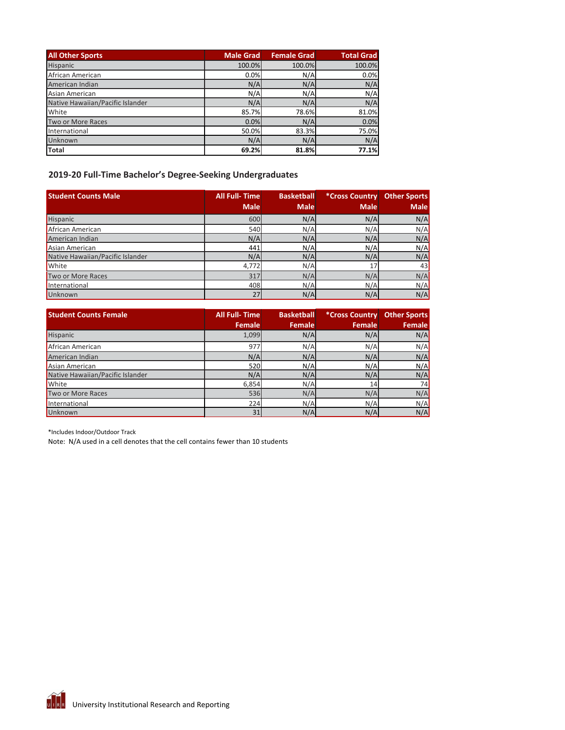| All Other Sports | Male Grad | Female Grad | Total Grad |
|---|---|---|---|
| Hispanic | 100.0% | 100.0% | 100.0% |
| African American | 0.0% | N/A | 0.0% |
| American Indian | N/A | N/A | N/A |
| Asian American | N/A | N/A | N/A |
| Native Hawaiian/Pacific Islander | N/A | N/A | N/A |
| White | 85.7% | 78.6% | 81.0% |
| Two or More Races | 0.0% | N/A | 0.0% |
| International | 50.0% | 83.3% | 75.0% |
| Unknown | N/A | N/A | N/A |
| **Total** | **69.2%** | **81.8%** | **77.1%** |

## 2019-20 Full-Time Bachelor's Degree-Seeking Undergraduates

| Student Counts Male | All Full- Time Male | Basketball Male | *Cross Country Male | Other Sports Male |
|---|---|---|---|---|
| Hispanic | 600 | N/A | N/A | N/A |
| African American | 540 | N/A | N/A | N/A |
| American Indian | N/A | N/A | N/A | N/A |
| Asian American | 441 | N/A | N/A | N/A |
| Native Hawaiian/Pacific Islander | N/A | N/A | N/A | N/A |
| White | 4,772 | N/A | 17 | 43 |
| Two or More Races | 317 | N/A | N/A | N/A |
| International | 408 | N/A | N/A | N/A |
| Unknown | 27 | N/A | N/A | N/A |

| Student Counts Female | All Full- Time Female | Basketball Female | *Cross Country Female | Other Sports Female |
|---|---|---|---|---|
| Hispanic | 1,099 | N/A | N/A | N/A |
| African American | 977 | N/A | N/A | N/A |
| American Indian | N/A | N/A | N/A | N/A |
| Asian American | 520 | N/A | N/A | N/A |
| Native Hawaiian/Pacific Islander | N/A | N/A | N/A | N/A |
| White | 6,854 | N/A | 14 | 74 |
| Two or More Races | 536 | N/A | N/A | N/A |
| International | 224 | N/A | N/A | N/A |
| Unknown | 31 | N/A | N/A | N/A |

*Includes Indoor/Outdoor Track

Note: N/A used in a cell denotes that the cell contains fewer than 10 students